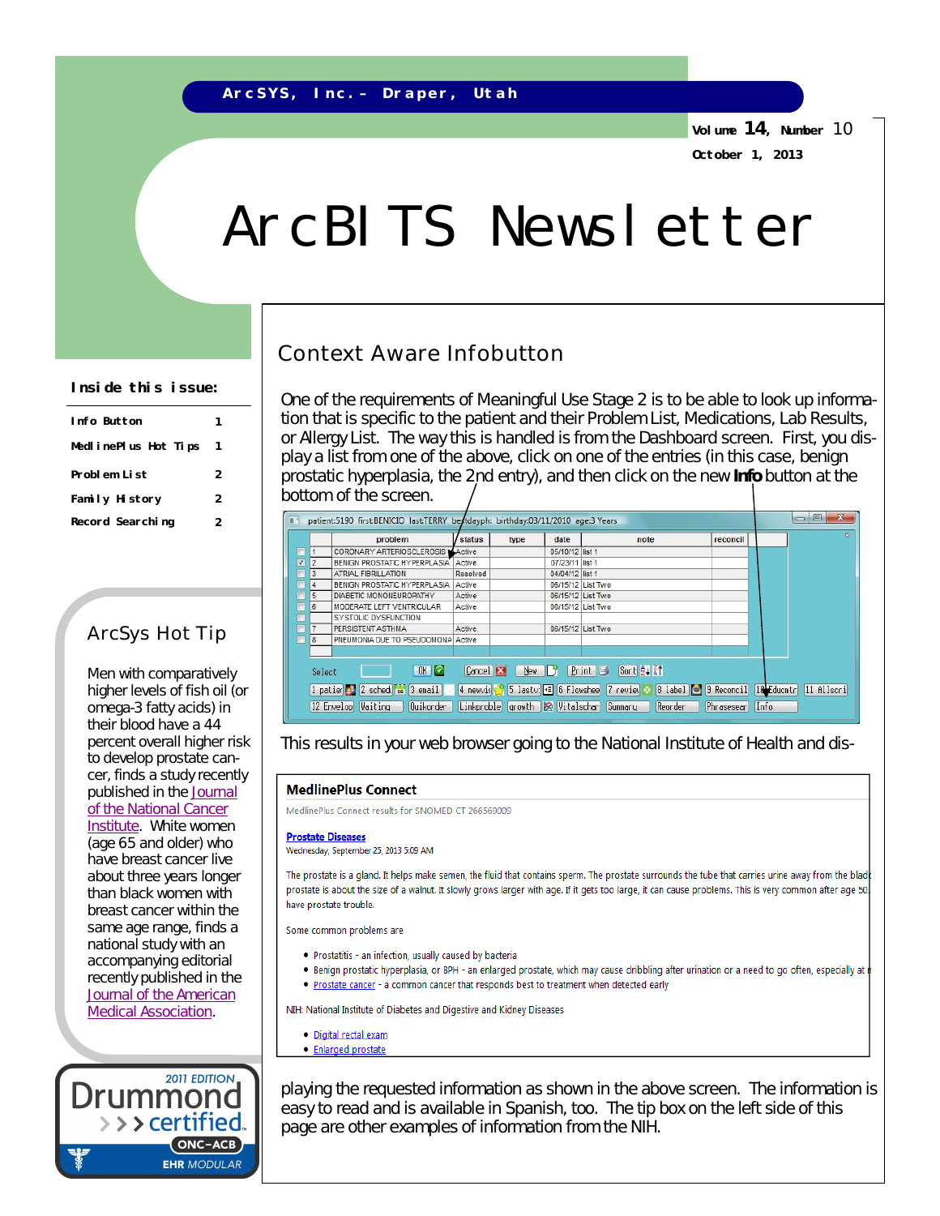ArcSYS, Inc. - Draper, Utah

Volume 14, Number 10

October 1, 2013

# ArcBITS Newsletter

**Inside this issue:**

| | |
|---|---|
| Info Button | 1 |
| MedlinePlus Hot Tips | 1 |
| Problem List | 2 |
| Family History | 2 |
| Record Searching | 2 |

## Context Aware Infobutton

One of the requirements of Meaningful Use Stage 2 is to be able to look up information that is specific to the patient and their Problem List, Medications, Lab Results, or Allergy List. The way this is handled is from the Dashboard screen. First, you display a list from one of the above, click on one of the entries (in this case, benign prostatic hyperplasia, the 2nd entry), and then click on the new **Info** button at the bottom of the screen.

patient:5190 first:BENICIO last:TERRY bestdayph: birthday:03/11/2010 age:3 Years

| | | problem | status | type | date | note | reconcil |
|---|---|---|---|---|---|---|---|
| ☐ | 1 | CORONARY ARTERIOSCLEROSIS | Active | | 05/10/12 | list 1 | |
| ☑ | 2 | BENIGN PROSTATIC HYPERPLASIA | Active | | 07/23/11 | list 1 | |
| ☐ | 3 | ATRIAL FIBRILLATION | Resolved | | 04/04/12 | list 1 | |
| ☐ | 4 | BENIGN PROSTATIC HYPERPLASIA | Active | | 06/15/12 | List Two | |
| ☐ | 5 | DIABETIC MONONEUROPATHY | Active | | 06/15/12 | List Two | |
| ☐ | 6 | MODERATE LEFT VENTRICULAR SYSTOLIC DYSFUNCTION | Active | | 06/15/12 | List Two | |
| ☐ | 7 | PERSISTENT ASTHMA | Active | | 06/15/12 | List Two | |
| ☐ | 8 | PNEUMONIA DUE TO PSEUDOMONA | Active | | | | |

Select | OK | Cancel | New | Print | Sort

1 patie | 2 sched | 3 email | 4 newvis | 5 lastv | 6 Flowshee | 7 review | 8 label | 9 Reconcil | 10 Educmtr | 11 Allscri

12 Envelop | Waiting | Quikorder | Linkproble | growth | Vitalschar | Summary | Reorder | Phraseseer | Info

This results in your web browser going to the National Institute of Health and displaying the requested information as shown in the above screen.

**MedlinePlus Connect**

MedlinePlus Connect results for SNOMED CT 266569009

**Prostate Diseases**

Wednesday, September 25, 2013 5:09 AM

The prostate is a gland. It helps make semen, the fluid that contains sperm. The prostate surrounds the tube that carries urine away from the blad... prostate is about the size of a walnut. It slowly grows larger with age. If it gets too large, it can cause problems. This is very common after age 50... have prostate trouble.

Some common problems are

- Prostatitis - an infection, usually caused by bacteria
- Benign prostatic hyperplasia, or BPH - an enlarged prostate, which may cause dribbling after urination or a need to go often, especially at n...
- Prostate cancer - a common cancer that responds best to treatment when detected early

NIH: National Institute of Diabetes and Digestive and Kidney Diseases

- Digital rectal exam
- Enlarged prostate

The information is easy to read and is available in Spanish, too. The tip box on the left side of this page are other examples of information from the NIH.

## ArcSys Hot Tip

Men with comparatively higher levels of fish oil (or omega-3 fatty acids) in their blood have a 44 percent overall higher risk to develop prostate cancer, finds a study recently published in the Journal of the National Cancer Institute. White women (age 65 and older) who have breast cancer live about three years longer than black women with breast cancer within the same age range, finds a national study with an accompanying editorial recently published in the Journal of the American Medical Association.

2011 EDITION Drummond certified ONC-ACB EHR MODULAR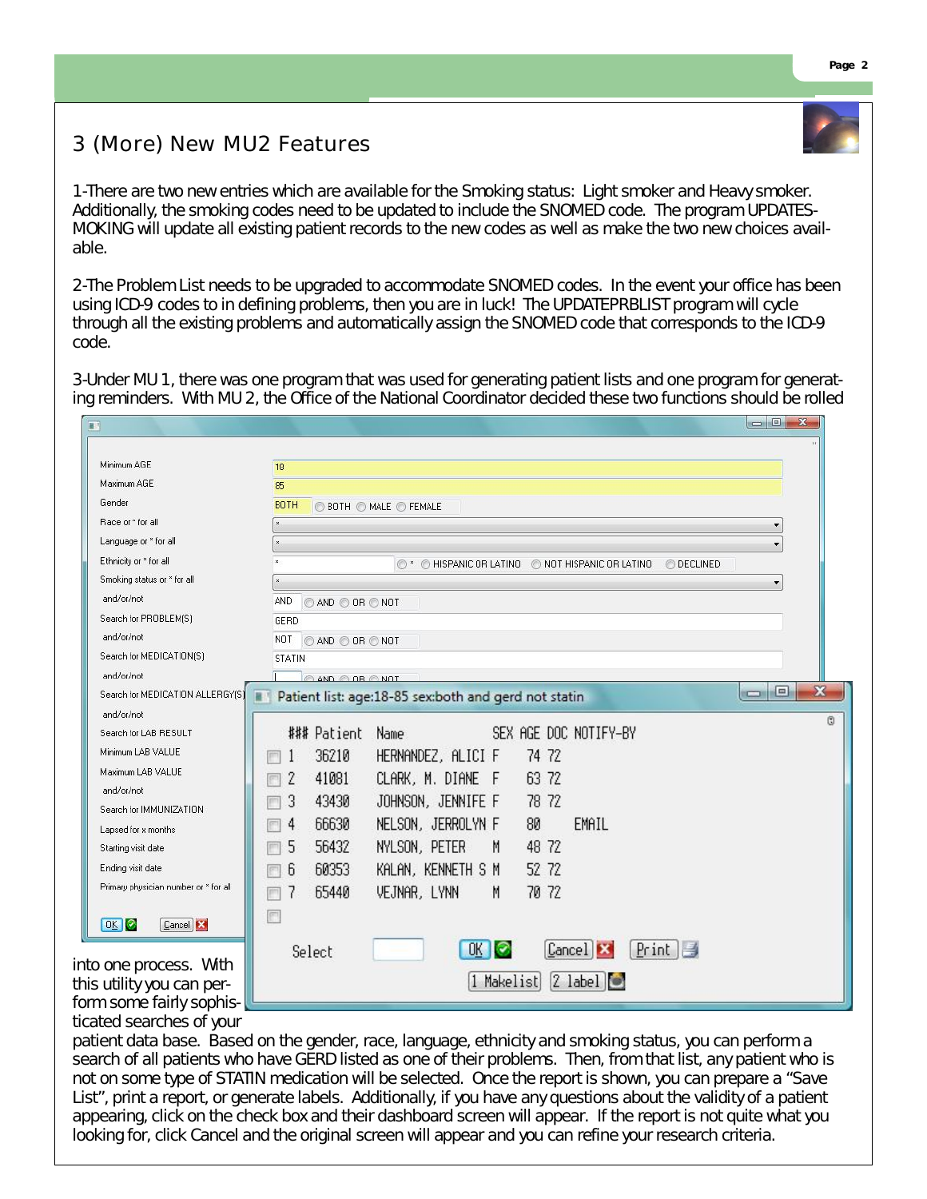## 3 (More) New MU2 Features

1-There are two new entries which are available for the Smoking status: Light smoker and Heavy smoker. Additionally, the smoking codes need to be updated to include the SNOMED code. The program UPDATESMOKING will update all existing patient records to the new codes as well as make the two new choices available.

2-The Problem List needs to be upgraded to accommodate SNOMED codes. In the event your office has been using ICD-9 codes to in defining problems, then you are in luck! The UPDATEPRBLIST program will cycle through all the existing problems and automatically assign the SNOMED code that corresponds to the ICD-9 code.

3-Under MU 1, there was one program that was used for generating patient lists and one program for generating reminders. With MU 2, the Office of the National Coordinator decided these two functions should be rolled into one process. With this utility you can perform some fairly sophisticated searches of your patient data base. Based on the gender, race, language, ethnicity and smoking status, you can perform a search of all patients who have GERD listed as one of their problems. Then, from that list, any patient who is not on some type of STATIN medication will be selected. Once the report is shown, you can prepare a "Save List", print a report, or generate labels. Additionally, if you have any questions about the validity of a patient appearing, click on the check box and their dashboard screen will appear. If the report is not quite what you looking for, click Cancel and the original screen will appear and you can refine your research criteria.